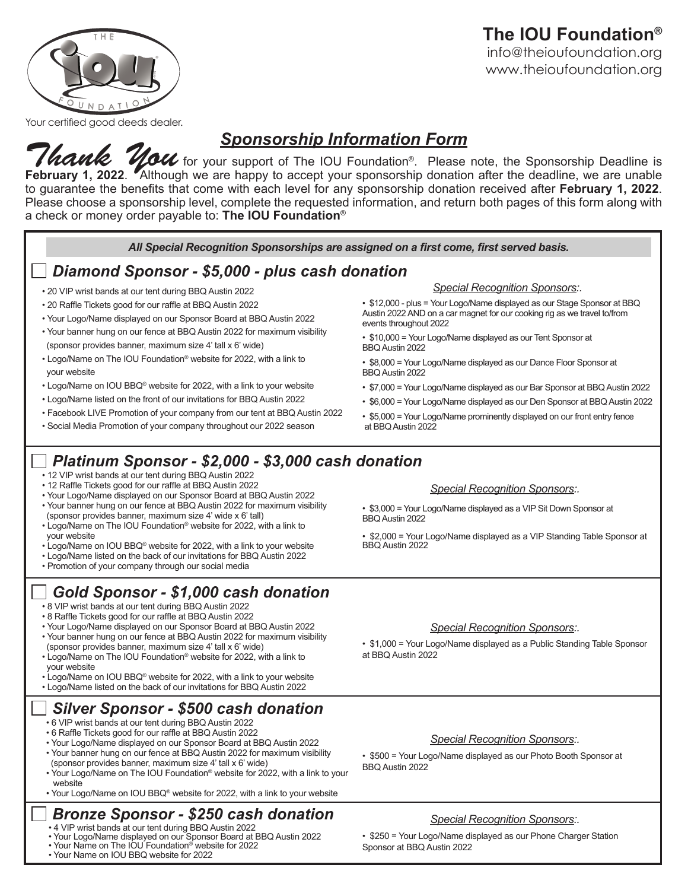# The IOU Foundation®

info@theioufoundation.org
www.theioufoundation.org

Your certified good deeds dealer.

## *Sponsorship Information Form*

***Thank You*** for your support of The IOU Foundation®. Please note, the Sponsorship Deadline is **February 1, 2022**. Although we are happy to accept your sponsorship donation after the deadline, we are unable to guarantee the benefits that come with each level for any sponsorship donation received after **February 1, 2022**. Please choose a sponsorship level, complete the requested information, and return both pages of this form along with a check or money order payable to: **The IOU Foundation**®

***All Special Recognition Sponsorships are assigned on a first come, first served basis.***

### ☐ *Diamond Sponsor - $5,000 - plus cash donation*

- 20 VIP wrist bands at our tent during BBQ Austin 2022
- 20 Raffle Tickets good for our raffle at BBQ Austin 2022
- Your Logo/Name displayed on our Sponsor Board at BBQ Austin 2022
- Your banner hung on our fence at BBQ Austin 2022 for maximum visibility (sponsor provides banner, maximum size 4' tall x 6' wide)
- Logo/Name on The IOU Foundation® website for 2022, with a link to your website
- Logo/Name on IOU BBQ® website for 2022, with a link to your website
- Logo/Name listed on the front of our invitations for BBQ Austin 2022
- Facebook LIVE Promotion of your company from our tent at BBQ Austin 2022
- Social Media Promotion of your company throughout our 2022 season

*Special Recognition Sponsors:.*

- $12,000 - plus = Your Logo/Name displayed as our Stage Sponsor at BBQ Austin 2022 AND on a car magnet for our cooking rig as we travel to/from events throughout 2022
- $10,000 = Your Logo/Name displayed as our Tent Sponsor at BBQ Austin 2022
- $8,000 = Your Logo/Name displayed as our Dance Floor Sponsor at BBQ Austin 2022
- $7,000 = Your Logo/Name displayed as our Bar Sponsor at BBQ Austin 2022
- $6,000 = Your Logo/Name displayed as our Den Sponsor at BBQ Austin 2022
- $5,000 = Your Logo/Name prominently displayed on our front entry fence at BBQ Austin 2022

### ☐ *Platinum Sponsor - $2,000 - $3,000 cash donation*

- 12 VIP wrist bands at our tent during BBQ Austin 2022
- 12 Raffle Tickets good for our raffle at BBQ Austin 2022
- Your Logo/Name displayed on our Sponsor Board at BBQ Austin 2022
- Your banner hung on our fence at BBQ Austin 2022 for maximum visibility (sponsor provides banner, maximum size 4' wide x 6' tall)
- Logo/Name on The IOU Foundation® website for 2022, with a link to your website
- Logo/Name on IOU BBQ® website for 2022, with a link to your website
- Logo/Name listed on the back of our invitations for BBQ Austin 2022
- Promotion of your company through our social media

*Special Recognition Sponsors:.*

- $3,000 = Your Logo/Name displayed as a VIP Sit Down Sponsor at BBQ Austin 2022
- $2,000 = Your Logo/Name displayed as a VIP Standing Table Sponsor at BBQ Austin 2022

### ☐ *Gold Sponsor - $1,000 cash donation*

- 8 VIP wrist bands at our tent during BBQ Austin 2022
- 8 Raffle Tickets good for our raffle at BBQ Austin 2022
- Your Logo/Name displayed on our Sponsor Board at BBQ Austin 2022
- Your banner hung on our fence at BBQ Austin 2022 for maximum visibility (sponsor provides banner, maximum size 4' tall x 6' wide)
- Logo/Name on The IOU Foundation® website for 2022, with a link to your website
- Logo/Name on IOU BBQ® website for 2022, with a link to your website
- Logo/Name listed on the back of our invitations for BBQ Austin 2022

*Special Recognition Sponsors:.*

- $1,000 = Your Logo/Name displayed as a Public Standing Table Sponsor at BBQ Austin 2022

### ☐ *Silver Sponsor - $500 cash donation*

- 6 VIP wrist bands at our tent during BBQ Austin 2022
- 6 Raffle Tickets good for our raffle at BBQ Austin 2022
- Your Logo/Name displayed on our Sponsor Board at BBQ Austin 2022
- Your banner hung on our fence at BBQ Austin 2022 for maximum visibility (sponsor provides banner, maximum size 4' tall x 6' wide)
- Your Logo/Name on The IOU Foundation® website for 2022, with a link to your website
- Your Logo/Name on IOU BBQ® website for 2022, with a link to your website

*Special Recognition Sponsors:.*

- $500 = Your Logo/Name displayed as our Photo Booth Sponsor at BBQ Austin 2022

### ☐ *Bronze Sponsor - $250 cash donation*

- 4 VIP wrist bands at our tent during BBQ Austin 2022
- Your Logo/Name displayed on our Sponsor Board at BBQ Austin 2022
- Your Name on The IOU Foundation® website for 2022
- Your Name on IOU BBQ website for 2022

*Special Recognition Sponsors:.*

- $250 = Your Logo/Name displayed as our Phone Charger Station Sponsor at BBQ Austin 2022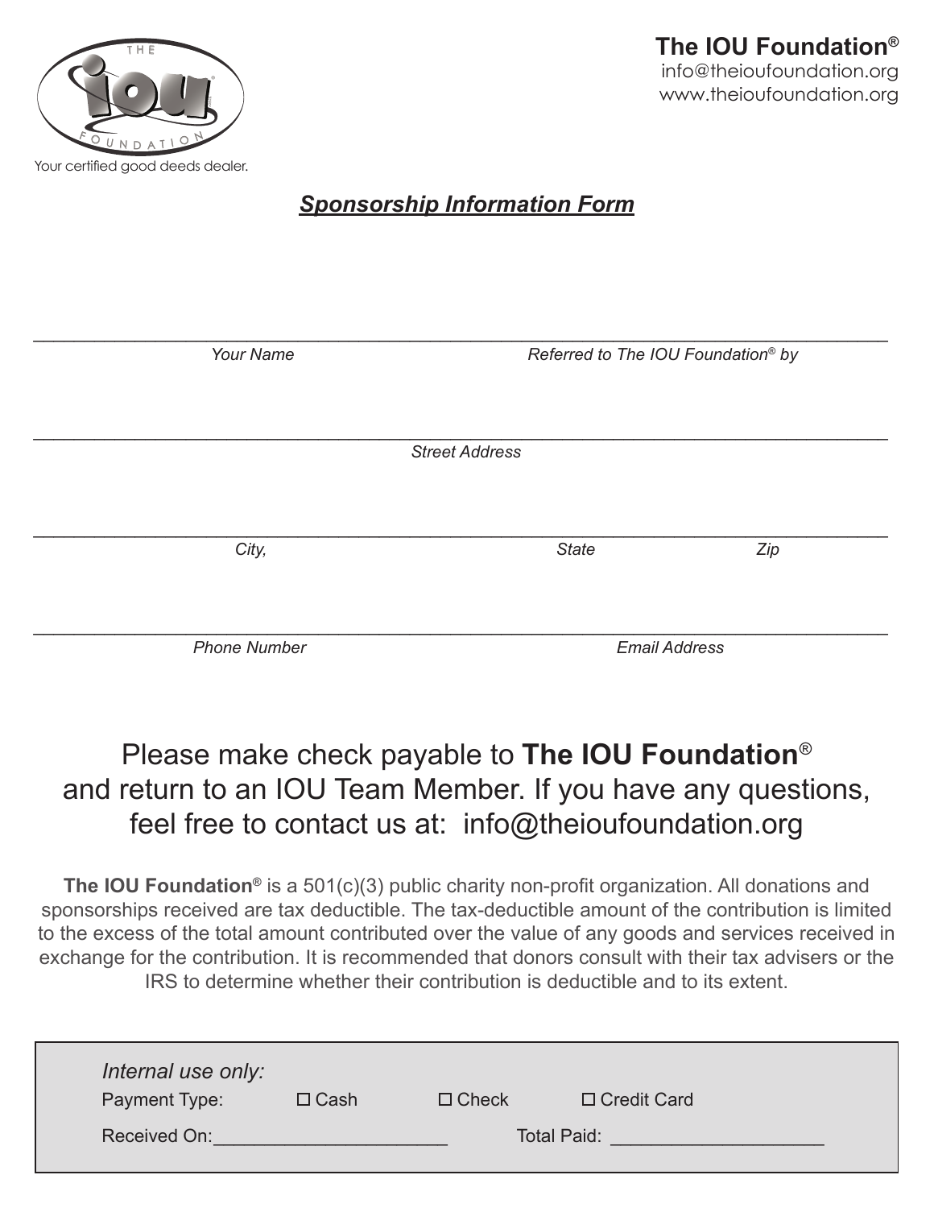The IOU Foundation®
info@theioufoundation.org
www.theioufoundation.org

THE IOU FOUNDATION

Your certified good deeds dealer.

## ***Sponsorship Information Form***

_______________________________________________________________________________

*Your Name* | *Referred to The IOU Foundation® by*

_______________________________________________________________________________

*Street Address*

_______________________________________________________________________________

*City,* | *State* | *Zip*

_______________________________________________________________________________

*Phone Number* | *Email Address*

Please make check payable to **The IOU Foundation**®
and return to an IOU Team Member. If you have any questions,
feel free to contact us at: info@theioufoundation.org

**The IOU Foundation**® is a 501(c)(3) public charity non-profit organization. All donations and sponsorships received are tax deductible. The tax-deductible amount of the contribution is limited to the excess of the total amount contributed over the value of any goods and services received in exchange for the contribution. It is recommended that donors consult with their tax advisers or the IRS to determine whether their contribution is deductible and to its extent.

*Internal use only:*

Payment Type: ☐ Cash ☐ Check ☐ Credit Card

Received On:______________________ Total Paid: ____________________